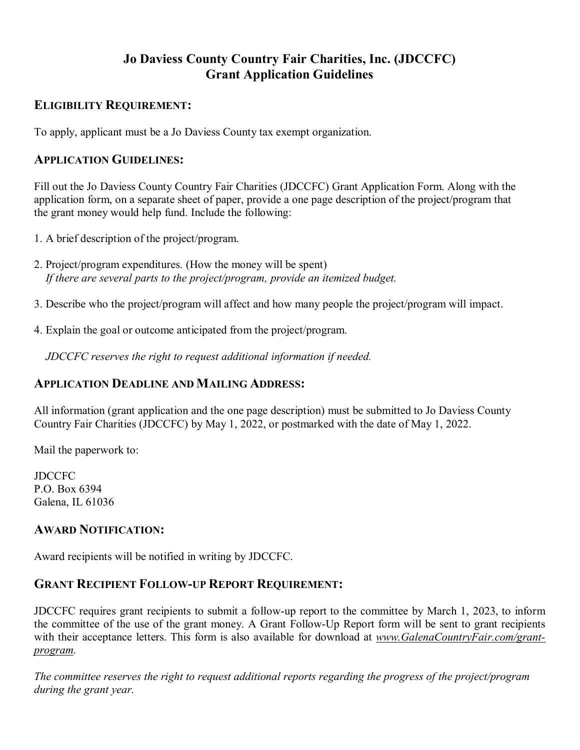# Jo Daviess County Country Fair Charities, Inc. (JDCCFC)
# Grant Application Guidelines

## ELIGIBILITY REQUIREMENT:

To apply, applicant must be a Jo Daviess County tax exempt organization.

## APPLICATION GUIDELINES:

Fill out the Jo Daviess County Country Fair Charities (JDCCFC) Grant Application Form. Along with the application form, on a separate sheet of paper, provide a one page description of the project/program that the grant money would help fund. Include the following:

1. A brief description of the project/program.
2. Project/program expenditures. (How the money will be spent)
   *If there are several parts to the project/program, provide an itemized budget.*
3. Describe who the project/program will affect and how many people the project/program will impact.
4. Explain the goal or outcome anticipated from the project/program.

*JDCCFC reserves the right to request additional information if needed.*

## APPLICATION DEADLINE AND MAILING ADDRESS:

All information (grant application and the one page description) must be submitted to Jo Daviess County Country Fair Charities (JDCCFC) by May 1, 2022, or postmarked with the date of May 1, 2022.

Mail the paperwork to:

JDCCFC
P.O. Box 6394
Galena, IL 61036

## AWARD NOTIFICATION:

Award recipients will be notified in writing by JDCCFC.

## GRANT RECIPIENT FOLLOW-UP REPORT REQUIREMENT:

JDCCFC requires grant recipients to submit a follow-up report to the committee by March 1, 2023, to inform the committee of the use of the grant money. A Grant Follow-Up Report form will be sent to grant recipients with their acceptance letters. This form is also available for download at *www.GalenaCountryFair.com/grant-program*.

*The committee reserves the right to request additional reports regarding the progress of the project/program during the grant year.*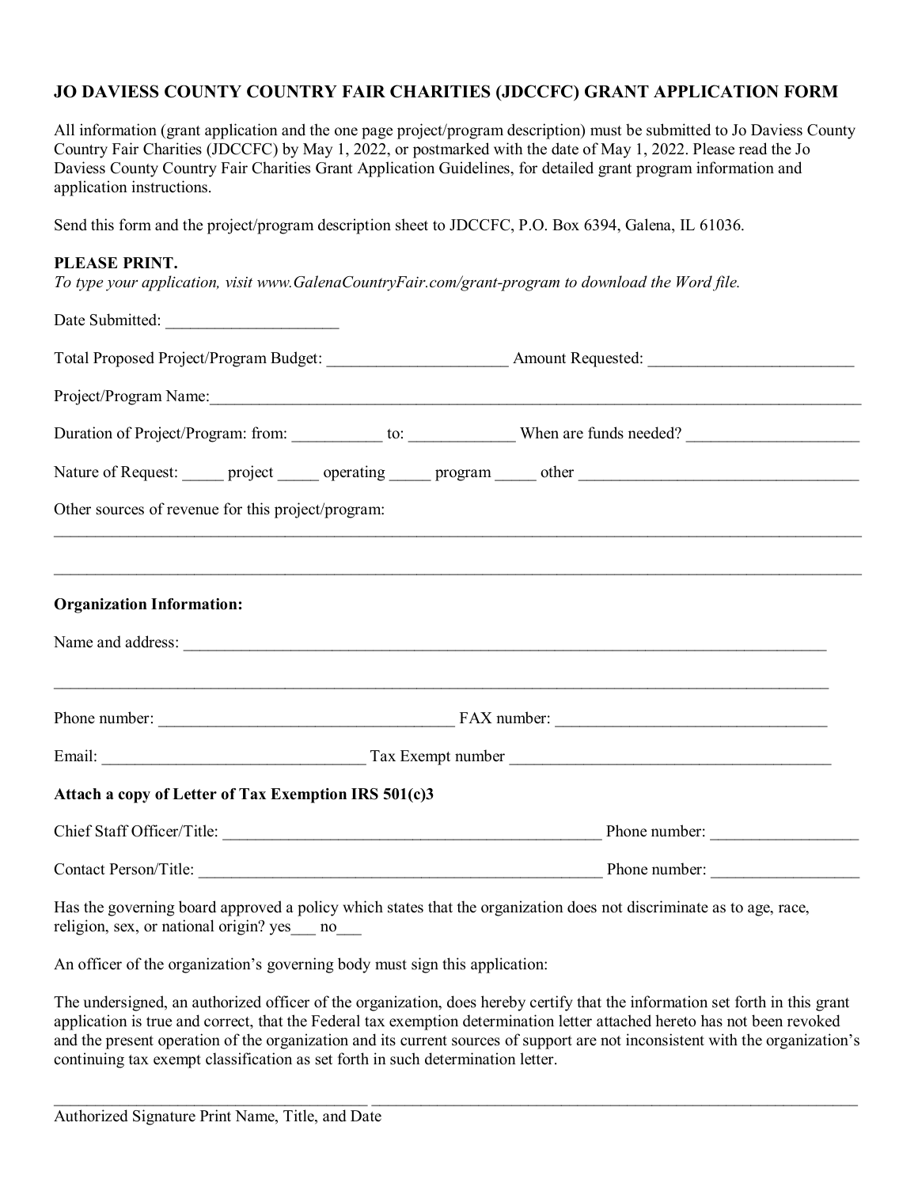## JO DAVIESS COUNTY COUNTRY FAIR CHARITIES (JDCCFC) GRANT APPLICATION FORM

All information (grant application and the one page project/program description) must be submitted to Jo Daviess County Country Fair Charities (JDCCFC) by May 1, 2022, or postmarked with the date of May 1, 2022. Please read the Jo Daviess County Country Fair Charities Grant Application Guidelines, for detailed grant program information and application instructions.

Send this form and the project/program description sheet to JDCCFC, P.O. Box 6394, Galena, IL 61036.

**PLEASE PRINT.**

*To type your application, visit www.GalenaCountryFair.com/grant-program to download the Word file.*

Date Submitted: ____________________

Total Proposed Project/Program Budget: ____________________ Amount Requested: ________________________

Project/Program Name:________________________________________________________________________________

Duration of Project/Program: from: __________ to: ____________ When are funds needed? ____________________

Nature of Request: _____ project _____ operating _____ program _____ other _________________________________

Other sources of revenue for this project/program:

____________________________________________________________________________________________________

____________________________________________________________________________________________________

**Organization Information:**

Name and address: ______________________________________________________________________________

____________________________________________________________________________________________________

Phone number: __________________________________ FAX number: ________________________________

Email: ______________________________ Tax Exempt number ______________________________________

**Attach a copy of Letter of Tax Exemption IRS 501(c)3**

Chief Staff Officer/Title: ____________________________________________ Phone number: _________________

Contact Person/Title: ______________________________________________ Phone number: _________________

Has the governing board approved a policy which states that the organization does not discriminate as to age, race, religion, sex, or national origin? yes___ no___

An officer of the organization's governing body must sign this application:

The undersigned, an authorized officer of the organization, does hereby certify that the information set forth in this grant application is true and correct, that the Federal tax exemption determination letter attached hereto has not been revoked and the present operation of the organization and its current sources of support are not inconsistent with the organization's continuing tax exempt classification as set forth in such determination letter.

_____________________________________ ____________________________________________________________

Authorized Signature Print Name, Title, and Date